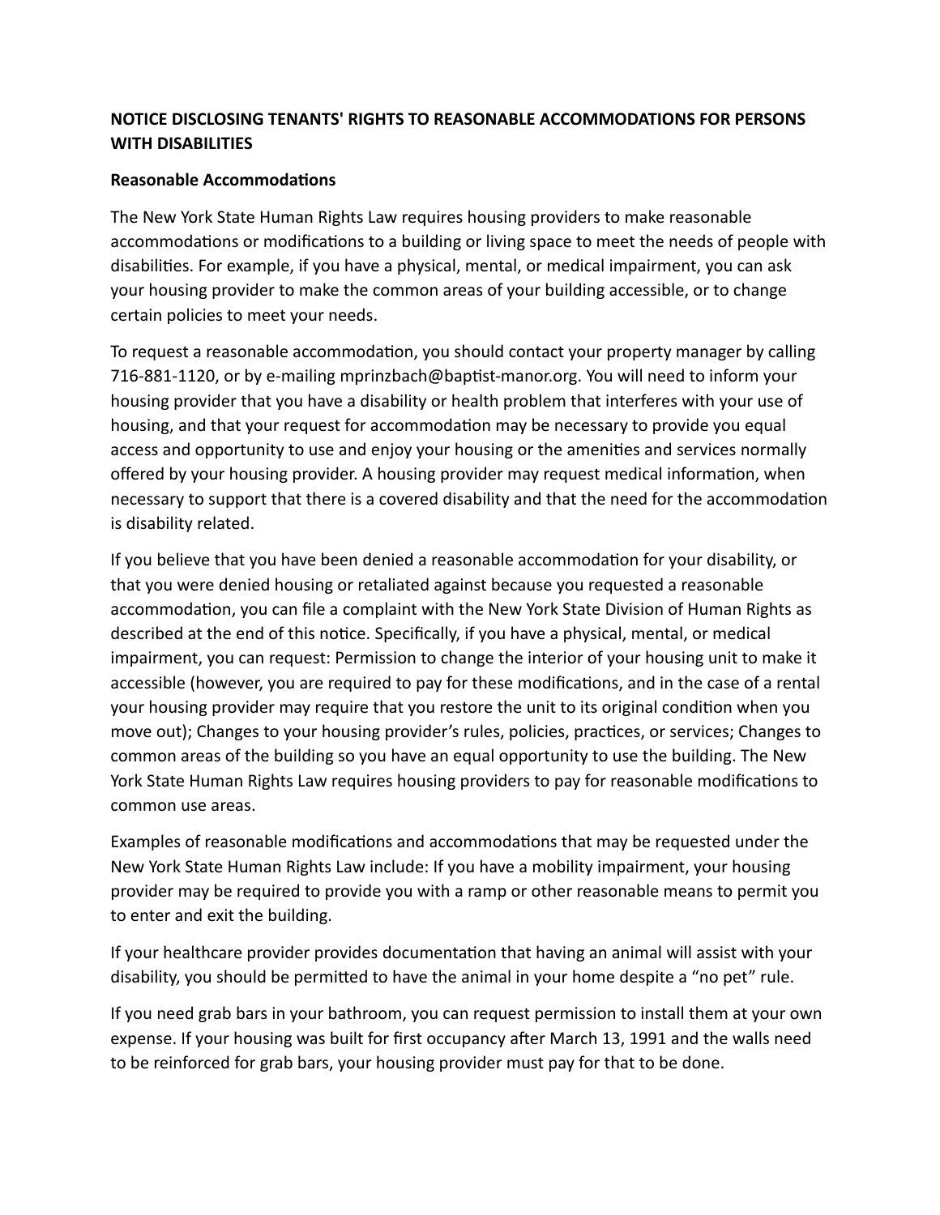**NOTICE DISCLOSING TENANTS' RIGHTS TO REASONABLE ACCOMMODATIONS FOR PERSONS WITH DISABILITIES**

**Reasonable Accommodations**

The New York State Human Rights Law requires housing providers to make reasonable accommodations or modifications to a building or living space to meet the needs of people with disabilities. For example, if you have a physical, mental, or medical impairment, you can ask your housing provider to make the common areas of your building accessible, or to change certain policies to meet your needs.

To request a reasonable accommodation, you should contact your property manager by calling 716-881-1120, or by e-mailing mprinzbach@baptist-manor.org. You will need to inform your housing provider that you have a disability or health problem that interferes with your use of housing, and that your request for accommodation may be necessary to provide you equal access and opportunity to use and enjoy your housing or the amenities and services normally offered by your housing provider. A housing provider may request medical information, when necessary to support that there is a covered disability and that the need for the accommodation is disability related.

If you believe that you have been denied a reasonable accommodation for your disability, or that you were denied housing or retaliated against because you requested a reasonable accommodation, you can file a complaint with the New York State Division of Human Rights as described at the end of this notice. Specifically, if you have a physical, mental, or medical impairment, you can request: Permission to change the interior of your housing unit to make it accessible (however, you are required to pay for these modifications, and in the case of a rental your housing provider may require that you restore the unit to its original condition when you move out); Changes to your housing provider's rules, policies, practices, or services; Changes to common areas of the building so you have an equal opportunity to use the building. The New York State Human Rights Law requires housing providers to pay for reasonable modifications to common use areas.

Examples of reasonable modifications and accommodations that may be requested under the New York State Human Rights Law include: If you have a mobility impairment, your housing provider may be required to provide you with a ramp or other reasonable means to permit you to enter and exit the building.

If your healthcare provider provides documentation that having an animal will assist with your disability, you should be permitted to have the animal in your home despite a "no pet" rule.

If you need grab bars in your bathroom, you can request permission to install them at your own expense. If your housing was built for first occupancy after March 13, 1991 and the walls need to be reinforced for grab bars, your housing provider must pay for that to be done.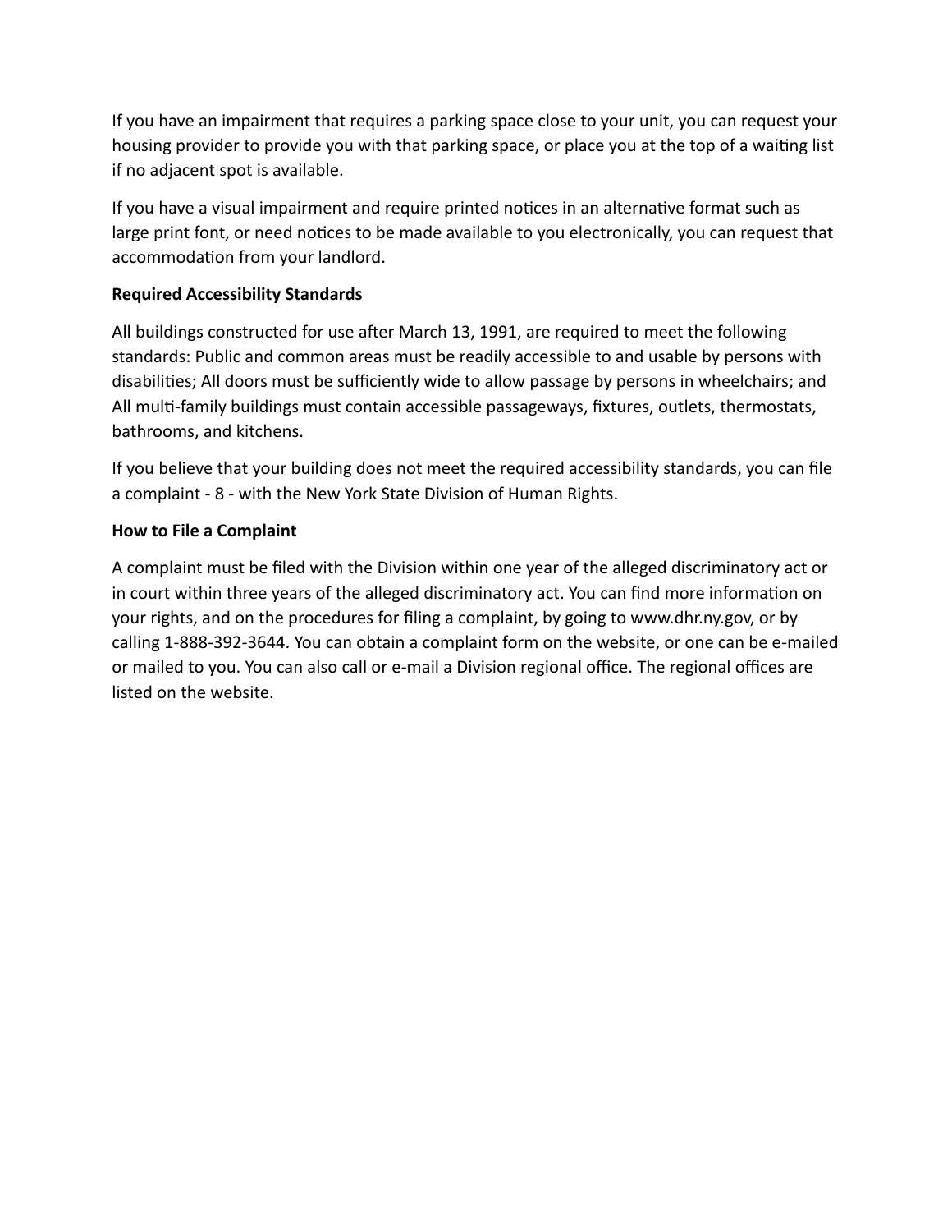If you have an impairment that requires a parking space close to your unit, you can request your housing provider to provide you with that parking space, or place you at the top of a waiting list if no adjacent spot is available.

If you have a visual impairment and require printed notices in an alternative format such as large print font, or need notices to be made available to you electronically, you can request that accommodation from your landlord.

**Required Accessibility Standards**

All buildings constructed for use after March 13, 1991, are required to meet the following standards: Public and common areas must be readily accessible to and usable by persons with disabilities; All doors must be sufficiently wide to allow passage by persons in wheelchairs; and All multi-family buildings must contain accessible passageways, fixtures, outlets, thermostats, bathrooms, and kitchens.

If you believe that your building does not meet the required accessibility standards, you can file a complaint - 8 - with the New York State Division of Human Rights.

**How to File a Complaint**

A complaint must be filed with the Division within one year of the alleged discriminatory act or in court within three years of the alleged discriminatory act. You can find more information on your rights, and on the procedures for filing a complaint, by going to www.dhr.ny.gov, or by calling 1-888-392-3644. You can obtain a complaint form on the website, or one can be e-mailed or mailed to you. You can also call or e-mail a Division regional office. The regional offices are listed on the website.